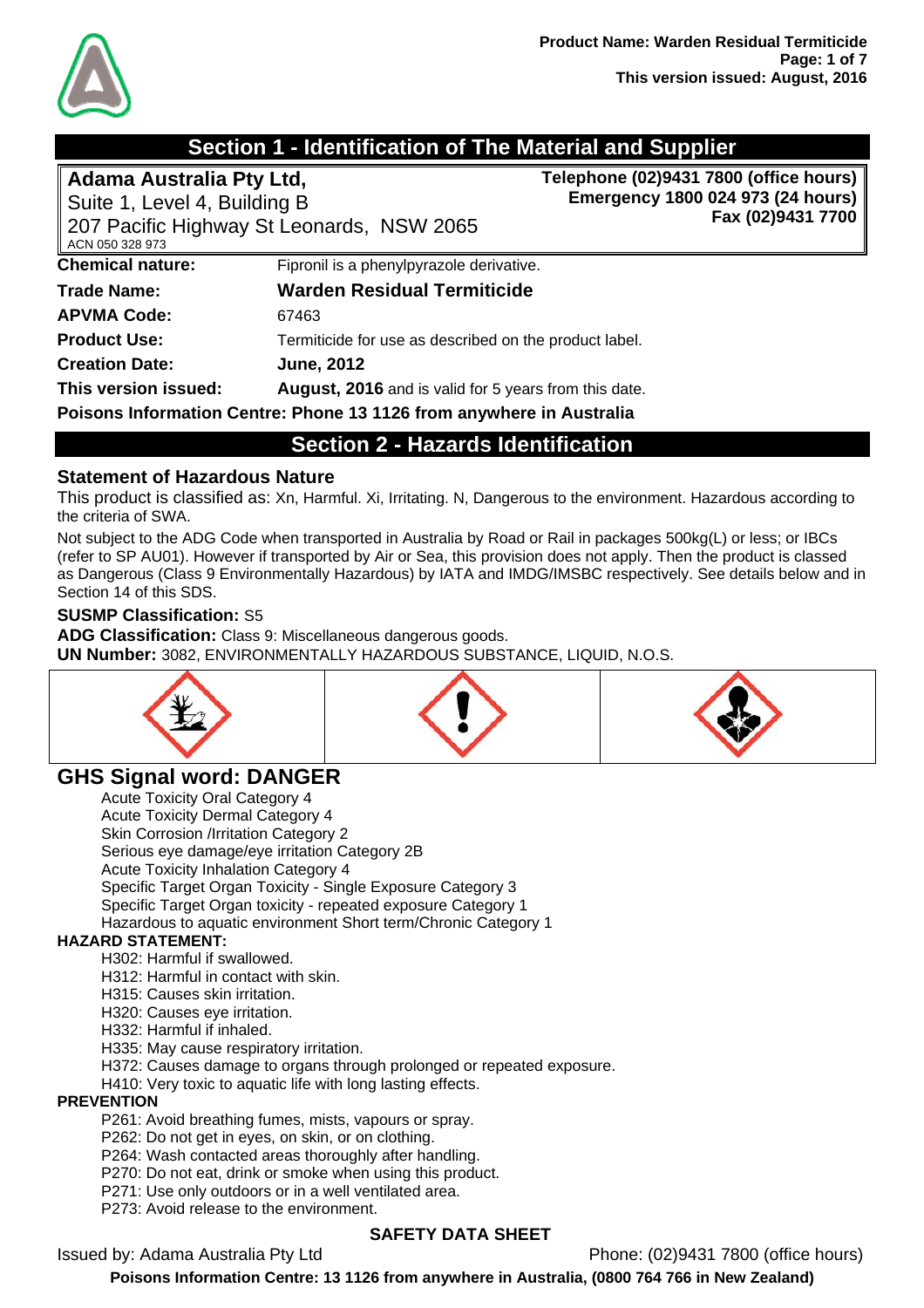## Section 1 - Identification of The Material and Supplier

**Adama Australia Pty Ltd,**
Suite 1, Level 4, Building B
207 Pacific Highway St Leonards, NSW 2065
ACN 050 328 973

**Telephone (02)9431 7800 (office hours)**
**Emergency 1800 024 973 (24 hours)**
**Fax (02)9431 7700**

**Chemical nature:** Fipronil is a phenylpyrazole derivative.

**Trade Name:** **Warden Residual Termiticide**

**APVMA Code:** 67463

**Product Use:** Termiticide for use as described on the product label.

**Creation Date:** **June, 2012**

**This version issued:** **August, 2016** and is valid for 5 years from this date.

**Poisons Information Centre: Phone 13 1126 from anywhere in Australia**

## Section 2 - Hazards Identification

### Statement of Hazardous Nature

This product is classified as: Xn, Harmful. Xi, Irritating. N, Dangerous to the environment. Hazardous according to the criteria of SWA.

Not subject to the ADG Code when transported in Australia by Road or Rail in packages 500kg(L) or less; or IBCs (refer to SP AU01). However if transported by Air or Sea, this provision does not apply. Then the product is classed as Dangerous (Class 9 Environmentally Hazardous) by IATA and IMDG/IMSBC respectively. See details below and in Section 14 of this SDS.

**SUSMP Classification:** S5

**ADG Classification:** Class 9: Miscellaneous dangerous goods.

**UN Number:** 3082, ENVIRONMENTALLY HAZARDOUS SUBSTANCE, LIQUID, N.O.S.

### GHS Signal word: DANGER

- Acute Toxicity Oral Category 4
- Acute Toxicity Dermal Category 4
- Skin Corrosion /Irritation Category 2
- Serious eye damage/eye irritation Category 2B
- Acute Toxicity Inhalation Category 4
- Specific Target Organ Toxicity - Single Exposure Category 3
- Specific Target Organ toxicity - repeated exposure Category 1
- Hazardous to aquatic environment Short term/Chronic Category 1

**HAZARD STATEMENT:**

- H302: Harmful if swallowed.
- H312: Harmful in contact with skin.
- H315: Causes skin irritation.
- H320: Causes eye irritation.
- H332: Harmful if inhaled.
- H335: May cause respiratory irritation.
- H372: Causes damage to organs through prolonged or repeated exposure.
- H410: Very toxic to aquatic life with long lasting effects.

**PREVENTION**

- P261: Avoid breathing fumes, mists, vapours or spray.
- P262: Do not get in eyes, on skin, or on clothing.
- P264: Wash contacted areas thoroughly after handling.
- P270: Do not eat, drink or smoke when using this product.
- P271: Use only outdoors or in a well ventilated area.
- P273: Avoid release to the environment.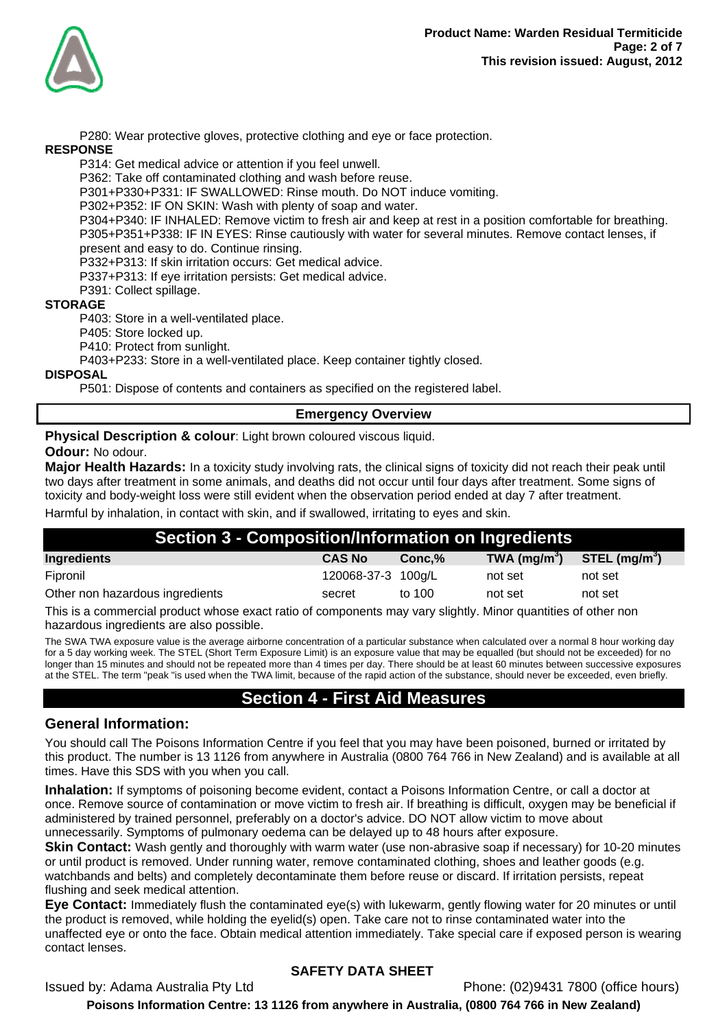P280: Wear protective gloves, protective clothing and eye or face protection.

**RESPONSE**

P314: Get medical advice or attention if you feel unwell.
P362: Take off contaminated clothing and wash before reuse.
P301+P330+P331: IF SWALLOWED: Rinse mouth. Do NOT induce vomiting.
P302+P352: IF ON SKIN: Wash with plenty of soap and water.
P304+P340: IF INHALED: Remove victim to fresh air and keep at rest in a position comfortable for breathing.
P305+P351+P338: IF IN EYES: Rinse cautiously with water for several minutes. Remove contact lenses, if present and easy to do. Continue rinsing.
P332+P313: If skin irritation occurs: Get medical advice.
P337+P313: If eye irritation persists: Get medical advice.
P391: Collect spillage.

**STORAGE**

P403: Store in a well-ventilated place.
P405: Store locked up.
P410: Protect from sunlight.
P403+P233: Store in a well-ventilated place. Keep container tightly closed.

**DISPOSAL**

P501: Dispose of contents and containers as specified on the registered label.

## Emergency Overview

**Physical Description & colour**: Light brown coloured viscous liquid.

**Odour:** No odour.

**Major Health Hazards:** In a toxicity study involving rats, the clinical signs of toxicity did not reach their peak until two days after treatment in some animals, and deaths did not occur until four days after treatment. Some signs of toxicity and body-weight loss were still evident when the observation period ended at day 7 after treatment.

Harmful by inhalation, in contact with skin, and if swallowed, irritating to eyes and skin.

## Section 3 - Composition/Information on Ingredients

| Ingredients | CAS No | Conc,% | TWA ($mg/m^3$) | STEL ($mg/m^3$) |
|---|---|---|---|---|
| Fipronil | 120068-37-3 | 100g/L | not set | not set |
| Other non hazardous ingredients | secret | to 100 | not set | not set |

This is a commercial product whose exact ratio of components may vary slightly. Minor quantities of other non hazardous ingredients are also possible.

The SWA TWA exposure value is the average airborne concentration of a particular substance when calculated over a normal 8 hour working day for a 5 day working week. The STEL (Short Term Exposure Limit) is an exposure value that may be equalled (but should not be exceeded) for no longer than 15 minutes and should not be repeated more than 4 times per day. There should be at least 60 minutes between successive exposures at the STEL. The term "peak "is used when the TWA limit, because of the rapid action of the substance, should never be exceeded, even briefly.

## Section 4 - First Aid Measures

### General Information:

You should call The Poisons Information Centre if you feel that you may have been poisoned, burned or irritated by this product. The number is 13 1126 from anywhere in Australia (0800 764 766 in New Zealand) and is available at all times. Have this SDS with you when you call.

**Inhalation:** If symptoms of poisoning become evident, contact a Poisons Information Centre, or call a doctor at once. Remove source of contamination or move victim to fresh air. If breathing is difficult, oxygen may be beneficial if administered by trained personnel, preferably on a doctor's advice. DO NOT allow victim to move about unnecessarily. Symptoms of pulmonary oedema can be delayed up to 48 hours after exposure.

**Skin Contact:** Wash gently and thoroughly with warm water (use non-abrasive soap if necessary) for 10-20 minutes or until product is removed. Under running water, remove contaminated clothing, shoes and leather goods (e.g. watchbands and belts) and completely decontaminate them before reuse or discard. If irritation persists, repeat flushing and seek medical attention.

**Eye Contact:** Immediately flush the contaminated eye(s) with lukewarm, gently flowing water for 20 minutes or until the product is removed, while holding the eyelid(s) open. Take care not to rinse contaminated water into the unaffected eye or onto the face. Obtain medical attention immediately. Take special care if exposed person is wearing contact lenses.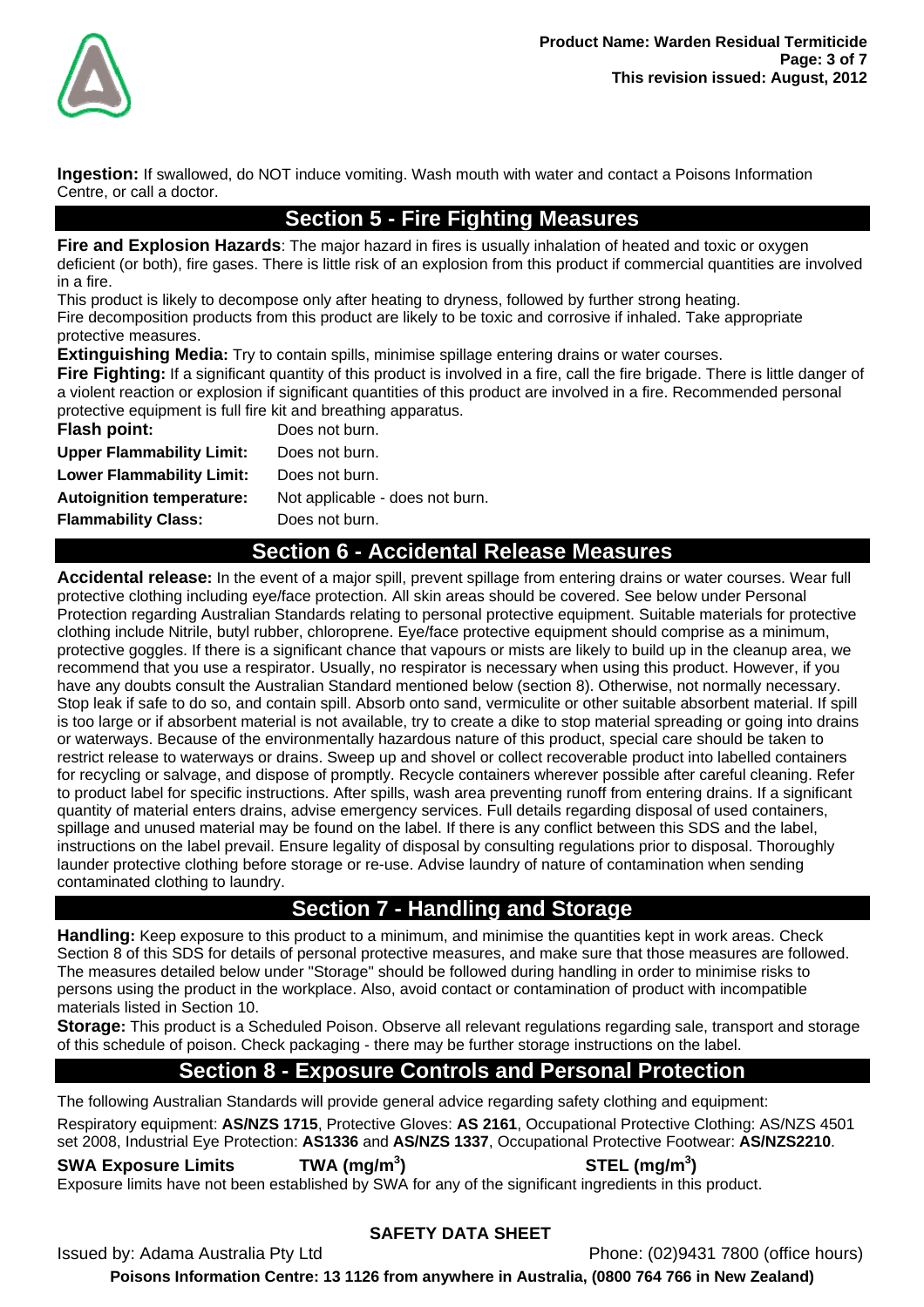**Ingestion:** If swallowed, do NOT induce vomiting. Wash mouth with water and contact a Poisons Information Centre, or call a doctor.

## Section 5 - Fire Fighting Measures

**Fire and Explosion Hazards**: The major hazard in fires is usually inhalation of heated and toxic or oxygen deficient (or both), fire gases. There is little risk of an explosion from this product if commercial quantities are involved in a fire.

This product is likely to decompose only after heating to dryness, followed by further strong heating.

Fire decomposition products from this product are likely to be toxic and corrosive if inhaled. Take appropriate protective measures.

**Extinguishing Media:** Try to contain spills, minimise spillage entering drains or water courses.

**Fire Fighting:** If a significant quantity of this product is involved in a fire, call the fire brigade. There is little danger of a violent reaction or explosion if significant quantities of this product are involved in a fire. Recommended personal protective equipment is full fire kit and breathing apparatus.

| | |
|---|---|
| **Flash point:** | Does not burn. |
| **Upper Flammability Limit:** | Does not burn. |
| **Lower Flammability Limit:** | Does not burn. |
| **Autoignition temperature:** | Not applicable - does not burn. |
| **Flammability Class:** | Does not burn. |

## Section 6 - Accidental Release Measures

**Accidental release:** In the event of a major spill, prevent spillage from entering drains or water courses. Wear full protective clothing including eye/face protection. All skin areas should be covered. See below under Personal Protection regarding Australian Standards relating to personal protective equipment. Suitable materials for protective clothing include Nitrile, butyl rubber, chloroprene. Eye/face protective equipment should comprise as a minimum, protective goggles. If there is a significant chance that vapours or mists are likely to build up in the cleanup area, we recommend that you use a respirator. Usually, no respirator is necessary when using this product. However, if you have any doubts consult the Australian Standard mentioned below (section 8). Otherwise, not normally necessary. Stop leak if safe to do so, and contain spill. Absorb onto sand, vermiculite or other suitable absorbent material. If spill is too large or if absorbent material is not available, try to create a dike to stop material spreading or going into drains or waterways. Because of the environmentally hazardous nature of this product, special care should be taken to restrict release to waterways or drains. Sweep up and shovel or collect recoverable product into labelled containers for recycling or salvage, and dispose of promptly. Recycle containers wherever possible after careful cleaning. Refer to product label for specific instructions. After spills, wash area preventing runoff from entering drains. If a significant quantity of material enters drains, advise emergency services. Full details regarding disposal of used containers, spillage and unused material may be found on the label. If there is any conflict between this SDS and the label, instructions on the label prevail. Ensure legality of disposal by consulting regulations prior to disposal. Thoroughly launder protective clothing before storage or re-use. Advise laundry of nature of contamination when sending contaminated clothing to laundry.

## Section 7 - Handling and Storage

**Handling:** Keep exposure to this product to a minimum, and minimise the quantities kept in work areas. Check Section 8 of this SDS for details of personal protective measures, and make sure that those measures are followed. The measures detailed below under "Storage" should be followed during handling in order to minimise risks to persons using the product in the workplace. Also, avoid contact or contamination of product with incompatible materials listed in Section 10.

**Storage:** This product is a Scheduled Poison. Observe all relevant regulations regarding sale, transport and storage of this schedule of poison. Check packaging - there may be further storage instructions on the label.

## Section 8 - Exposure Controls and Personal Protection

The following Australian Standards will provide general advice regarding safety clothing and equipment:

Respiratory equipment: **AS/NZS 1715**, Protective Gloves: **AS 2161**, Occupational Protective Clothing: AS/NZS 4501 set 2008, Industrial Eye Protection: **AS1336** and **AS/NZS 1337**, Occupational Protective Footwear: **AS/NZS2210**.

| **SWA Exposure Limits** | **TWA ($mg/m^3$)** | **STEL ($mg/m^3$)** |
|---|---|---|

Exposure limits have not been established by SWA for any of the significant ingredients in this product.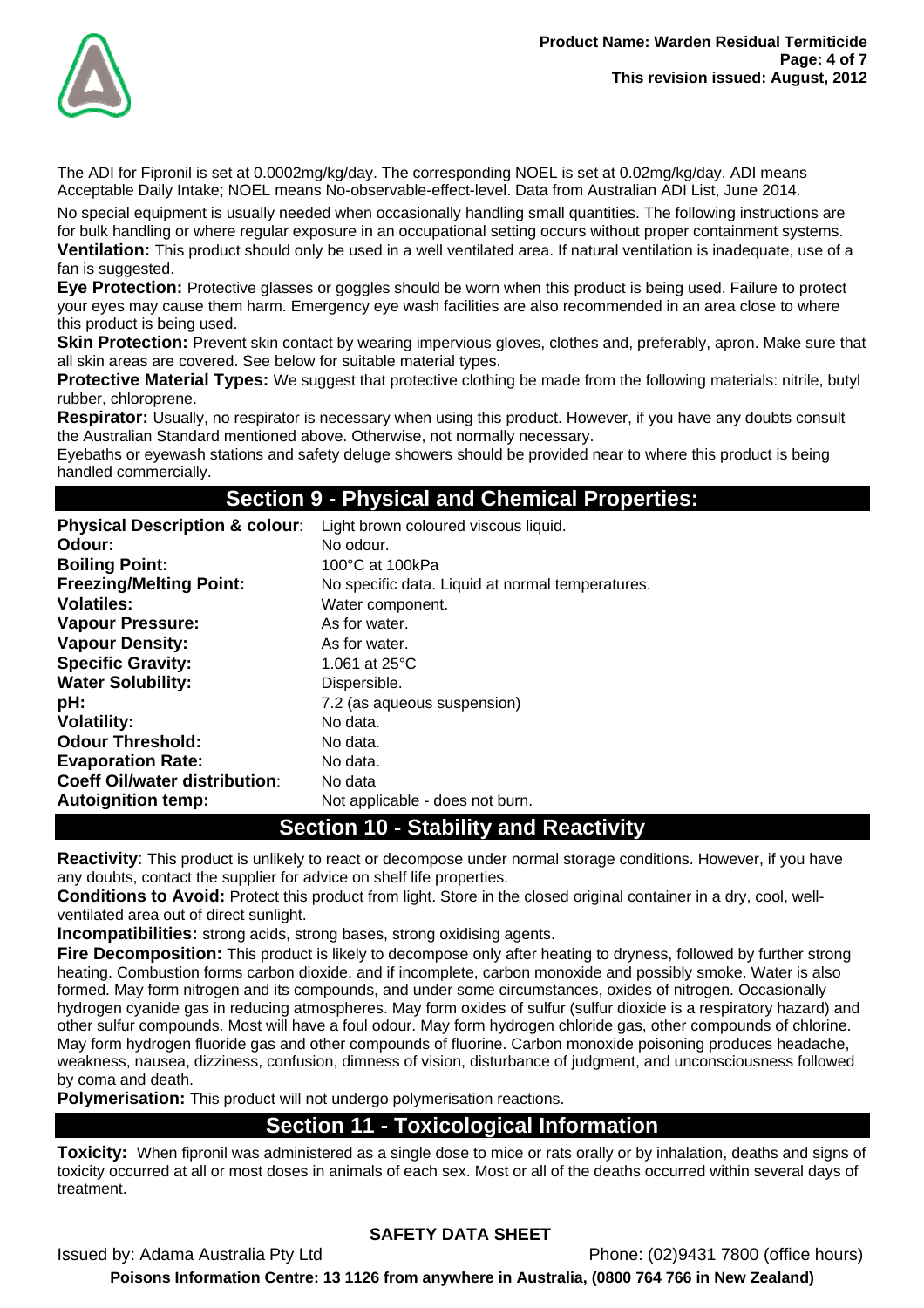The ADI for Fipronil is set at 0.0002mg/kg/day. The corresponding NOEL is set at 0.02mg/kg/day. ADI means Acceptable Daily Intake; NOEL means No-observable-effect-level. Data from Australian ADI List, June 2014.

No special equipment is usually needed when occasionally handling small quantities. The following instructions are for bulk handling or where regular exposure in an occupational setting occurs without proper containment systems.

**Ventilation:** This product should only be used in a well ventilated area. If natural ventilation is inadequate, use of a fan is suggested.

**Eye Protection:** Protective glasses or goggles should be worn when this product is being used. Failure to protect your eyes may cause them harm. Emergency eye wash facilities are also recommended in an area close to where this product is being used.

**Skin Protection:** Prevent skin contact by wearing impervious gloves, clothes and, preferably, apron. Make sure that all skin areas are covered. See below for suitable material types.

**Protective Material Types:** We suggest that protective clothing be made from the following materials: nitrile, butyl rubber, chloroprene.

**Respirator:** Usually, no respirator is necessary when using this product. However, if you have any doubts consult the Australian Standard mentioned above. Otherwise, not normally necessary.

Eyebaths or eyewash stations and safety deluge showers should be provided near to where this product is being handled commercially.

## Section 9 - Physical and Chemical Properties:

| | |
|---|---|
| **Physical Description & colour**: | Light brown coloured viscous liquid. |
| **Odour:** | No odour. |
| **Boiling Point:** | 100°C at 100kPa |
| **Freezing/Melting Point:** | No specific data. Liquid at normal temperatures. |
| **Volatiles:** | Water component. |
| **Vapour Pressure:** | As for water. |
| **Vapour Density:** | As for water. |
| **Specific Gravity:** | 1.061 at 25°C |
| **Water Solubility:** | Dispersible. |
| **pH:** | 7.2 (as aqueous suspension) |
| **Volatility:** | No data. |
| **Odour Threshold:** | No data. |
| **Evaporation Rate:** | No data. |
| **Coeff Oil/water distribution**: | No data |
| **Autoignition temp:** | Not applicable - does not burn. |

## Section 10 - Stability and Reactivity

**Reactivity**: This product is unlikely to react or decompose under normal storage conditions. However, if you have any doubts, contact the supplier for advice on shelf life properties.

**Conditions to Avoid:** Protect this product from light. Store in the closed original container in a dry, cool, well-ventilated area out of direct sunlight.

**Incompatibilities:** strong acids, strong bases, strong oxidising agents.

**Fire Decomposition:** This product is likely to decompose only after heating to dryness, followed by further strong heating. Combustion forms carbon dioxide, and if incomplete, carbon monoxide and possibly smoke. Water is also formed. May form nitrogen and its compounds, and under some circumstances, oxides of nitrogen. Occasionally hydrogen cyanide gas in reducing atmospheres. May form oxides of sulfur (sulfur dioxide is a respiratory hazard) and other sulfur compounds. Most will have a foul odour. May form hydrogen chloride gas, other compounds of chlorine. May form hydrogen fluoride gas and other compounds of fluorine. Carbon monoxide poisoning produces headache, weakness, nausea, dizziness, confusion, dimness of vision, disturbance of judgment, and unconsciousness followed by coma and death.

**Polymerisation:** This product will not undergo polymerisation reactions.

## Section 11 - Toxicological Information

**Toxicity:** When fipronil was administered as a single dose to mice or rats orally or by inhalation, deaths and signs of toxicity occurred at all or most doses in animals of each sex. Most or all of the deaths occurred within several days of treatment.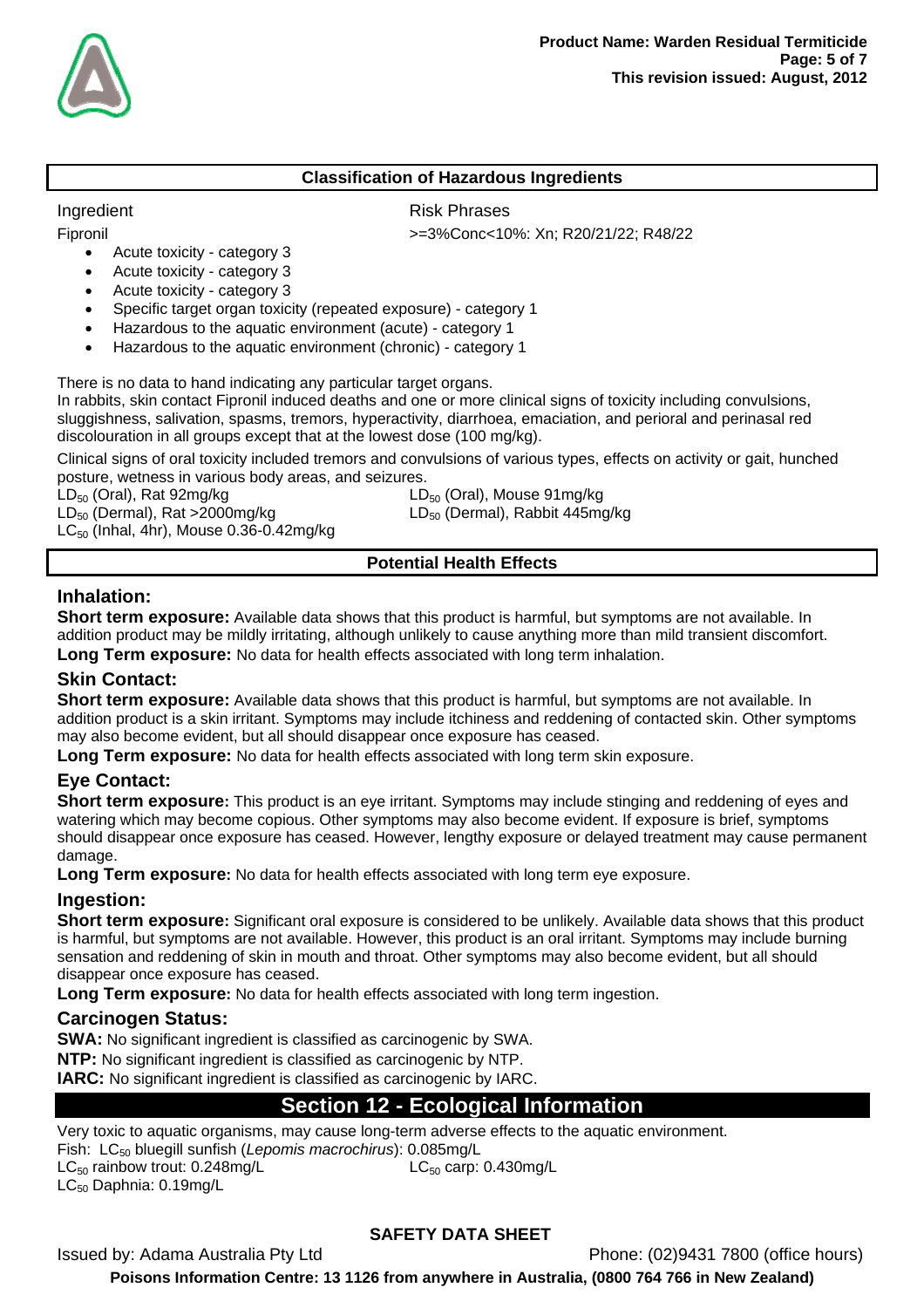## Classification of Hazardous Ingredients

Ingredient | Risk Phrases

Fipronil | >=3%Conc<10%: Xn; R20/21/22; R48/22

- Acute toxicity - category 3
- Acute toxicity - category 3
- Acute toxicity - category 3
- Specific target organ toxicity (repeated exposure) - category 1
- Hazardous to the aquatic environment (acute) - category 1
- Hazardous to the aquatic environment (chronic) - category 1

There is no data to hand indicating any particular target organs.
In rabbits, skin contact Fipronil induced deaths and one or more clinical signs of toxicity including convulsions, sluggishness, salivation, spasms, tremors, hyperactivity, diarrhoea, emaciation, and perioral and perinasal red discolouration in all groups except that at the lowest dose (100 mg/kg).

Clinical signs of oral toxicity included tremors and convulsions of various types, effects on activity or gait, hunched posture, wetness in various body areas, and seizures.

$LD_{50}$ (Oral), Rat 92mg/kg
$LD_{50}$ (Oral), Mouse 91mg/kg
$LD_{50}$ (Dermal), Rat >2000mg/kg
$LD_{50}$ (Dermal), Rabbit 445mg/kg
$LC_{50}$ (Inhal, 4hr), Mouse 0.36-0.42mg/kg

## Potential Health Effects

### Inhalation:

**Short term exposure:** Available data shows that this product is harmful, but symptoms are not available. In addition product may be mildly irritating, although unlikely to cause anything more than mild transient discomfort.

**Long Term exposure:** No data for health effects associated with long term inhalation.

### Skin Contact:

**Short term exposure:** Available data shows that this product is harmful, but symptoms are not available. In addition product is a skin irritant. Symptoms may include itchiness and reddening of contacted skin. Other symptoms may also become evident, but all should disappear once exposure has ceased.

**Long Term exposure:** No data for health effects associated with long term skin exposure.

### Eye Contact:

**Short term exposure:** This product is an eye irritant. Symptoms may include stinging and reddening of eyes and watering which may become copious. Other symptoms may also become evident. If exposure is brief, symptoms should disappear once exposure has ceased. However, lengthy exposure or delayed treatment may cause permanent damage.

**Long Term exposure:** No data for health effects associated with long term eye exposure.

### Ingestion:

**Short term exposure:** Significant oral exposure is considered to be unlikely. Available data shows that this product is harmful, but symptoms are not available. However, this product is an oral irritant. Symptoms may include burning sensation and reddening of skin in mouth and throat. Other symptoms may also become evident, but all should disappear once exposure has ceased.

**Long Term exposure:** No data for health effects associated with long term ingestion.

### Carcinogen Status:

**SWA:** No significant ingredient is classified as carcinogenic by SWA.

**NTP:** No significant ingredient is classified as carcinogenic by NTP.

**IARC:** No significant ingredient is classified as carcinogenic by IARC.

# Section 12 - Ecological Information

Very toxic to aquatic organisms, may cause long-term adverse effects to the aquatic environment.
Fish: $LC_{50}$ bluegill sunfish (*Lepomis macrochirus*): 0.085mg/L
$LC_{50}$ rainbow trout: 0.248mg/L
$LC_{50}$ carp: 0.430mg/L
$LC_{50}$ Daphnia: 0.19mg/L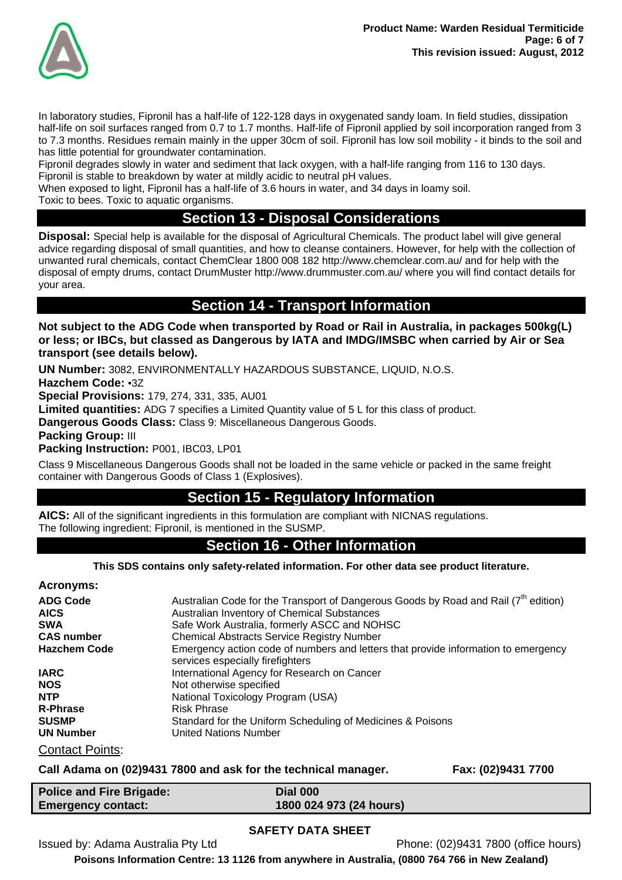In laboratory studies, Fipronil has a half-life of 122-128 days in oxygenated sandy loam. In field studies, dissipation half-life on soil surfaces ranged from 0.7 to 1.7 months. Half-life of Fipronil applied by soil incorporation ranged from 3 to 7.3 months. Residues remain mainly in the upper 30cm of soil. Fipronil has low soil mobility - it binds to the soil and has little potential for groundwater contamination.
Fipronil degrades slowly in water and sediment that lack oxygen, with a half-life ranging from 116 to 130 days.
Fipronil is stable to breakdown by water at mildly acidic to neutral pH values.
When exposed to light, Fipronil has a half-life of 3.6 hours in water, and 34 days in loamy soil.
Toxic to bees. Toxic to aquatic organisms.

## Section 13 - Disposal Considerations

**Disposal:** Special help is available for the disposal of Agricultural Chemicals. The product label will give general advice regarding disposal of small quantities, and how to cleanse containers. However, for help with the collection of unwanted rural chemicals, contact ChemClear 1800 008 182 http://www.chemclear.com.au/ and for help with the disposal of empty drums, contact DrumMuster http://www.drummuster.com.au/ where you will find contact details for your area.

## Section 14 - Transport Information

**Not subject to the ADG Code when transported by Road or Rail in Australia, in packages 500kg(L) or less; or IBCs, but classed as Dangerous by IATA and IMDG/IMSBC when carried by Air or Sea transport (see details below).**

**UN Number:** 3082, ENVIRONMENTALLY HAZARDOUS SUBSTANCE, LIQUID, N.O.S.
**Hazchem Code:** •3Z
**Special Provisions:** 179, 274, 331, 335, AU01
**Limited quantities:** ADG 7 specifies a Limited Quantity value of 5 L for this class of product.
**Dangerous Goods Class:** Class 9: Miscellaneous Dangerous Goods.
**Packing Group:** III
**Packing Instruction:** P001, IBC03, LP01

Class 9 Miscellaneous Dangerous Goods shall not be loaded in the same vehicle or packed in the same freight container with Dangerous Goods of Class 1 (Explosives).

## Section 15 - Regulatory Information

**AICS:** All of the significant ingredients in this formulation are compliant with NICNAS regulations.
The following ingredient: Fipronil, is mentioned in the SUSMP.

## Section 16 - Other Information

**This SDS contains only safety-related information. For other data see product literature.**

**Acronyms:**

| | |
|---|---|
| **ADG Code** | Australian Code for the Transport of Dangerous Goods by Road and Rail (7th edition) |
| **AICS** | Australian Inventory of Chemical Substances |
| **SWA** | Safe Work Australia, formerly ASCC and NOHSC |
| **CAS number** | Chemical Abstracts Service Registry Number |
| **Hazchem Code** | Emergency action code of numbers and letters that provide information to emergency services especially firefighters |
| **IARC** | International Agency for Research on Cancer |
| **NOS** | Not otherwise specified |
| **NTP** | National Toxicology Program (USA) |
| **R-Phrase** | Risk Phrase |
| **SUSMP** | Standard for the Uniform Scheduling of Medicines & Poisons |
| **UN Number** | United Nations Number |

Contact Points:

**Call Adama on (02)9431 7800 and ask for the technical manager.** **Fax: (02)9431 7700**

| | |
|---|---|
| **Police and Fire Brigade:** | **Dial 000** |
| **Emergency contact:** | **1800 024 973 (24 hours)** |

**SAFETY DATA SHEET**

Issued by: Adama Australia Pty Ltd Phone: (02)9431 7800 (office hours)

**Poisons Information Centre: 13 1126 from anywhere in Australia, (0800 764 766 in New Zealand)**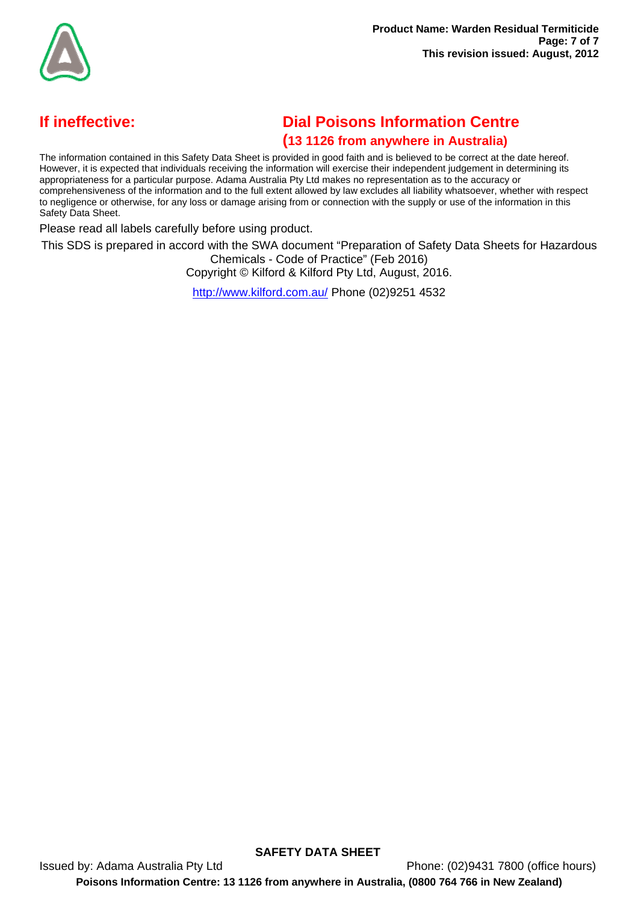**If ineffective:** **Dial Poisons Information Centre (13 1126 from anywhere in Australia)**

The information contained in this Safety Data Sheet is provided in good faith and is believed to be correct at the date hereof. However, it is expected that individuals receiving the information will exercise their independent judgement in determining its appropriateness for a particular purpose. Adama Australia Pty Ltd makes no representation as to the accuracy or comprehensiveness of the information and to the full extent allowed by law excludes all liability whatsoever, whether with respect to negligence or otherwise, for any loss or damage arising from or connection with the supply or use of the information in this Safety Data Sheet.

Please read all labels carefully before using product.

This SDS is prepared in accord with the SWA document "Preparation of Safety Data Sheets for Hazardous Chemicals - Code of Practice" (Feb 2016)
Copyright © Kilford & Kilford Pty Ltd, August, 2016.

http://www.kilford.com.au/ Phone (02)9251 4532